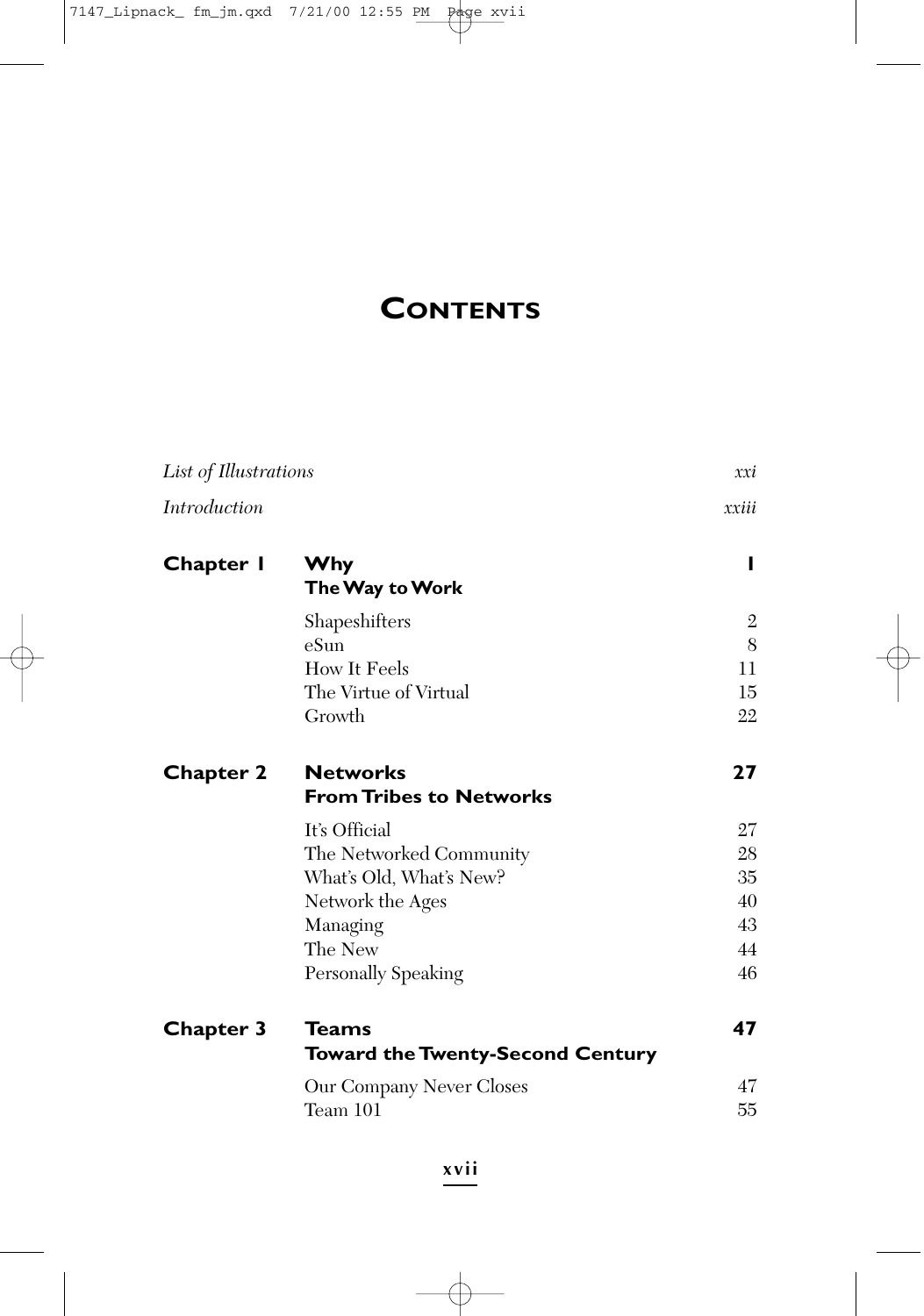# Contents

| | | |
|---|---|---|
| *List of Illustrations* | | *xxi* |
| *Introduction* | | *xxiii* |
| **Chapter 1** | **Why**<br>**The Way to Work** | **1** |
| | Shapeshifters | 2 |
| | eSun | 8 |
| | How It Feels | 11 |
| | The Virtue of Virtual | 15 |
| | Growth | 22 |
| **Chapter 2** | **Networks**<br>**From Tribes to Networks** | **27** |
| | It's Official | 27 |
| | The Networked Community | 28 |
| | What's Old, What's New? | 35 |
| | Network the Ages | 40 |
| | Managing | 43 |
| | The New | 44 |
| | Personally Speaking | 46 |
| **Chapter 3** | **Teams**<br>**Toward the Twenty-Second Century** | **47** |
| | Our Company Never Closes | 47 |
| | Team 101 | 55 |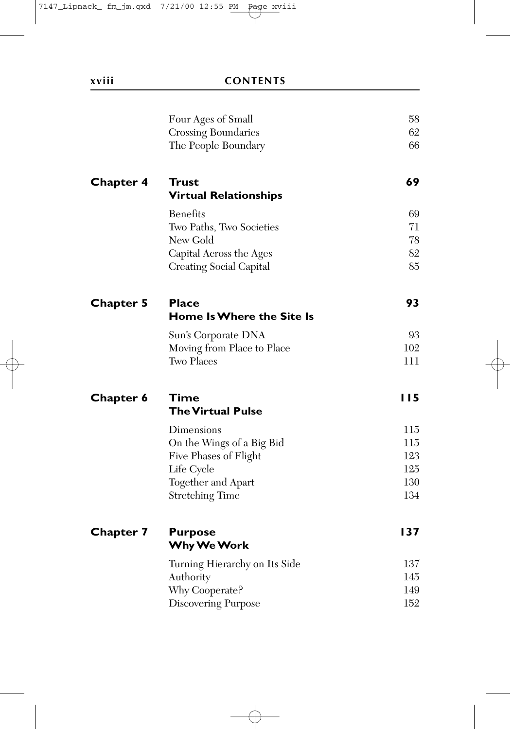| | | |
|---|---|---|
| | Four Ages of Small | 58 |
| | Crossing Boundaries | 62 |
| | The People Boundary | 66 |
| **Chapter 4** | **Trust** <br> **Virtual Relationships** | **69** |
| | Benefits | 69 |
| | Two Paths, Two Societies | 71 |
| | New Gold | 78 |
| | Capital Across the Ages | 82 |
| | Creating Social Capital | 85 |
| **Chapter 5** | **Place** <br> **Home Is Where the Site Is** | **93** |
| | Sun's Corporate DNA | 93 |
| | Moving from Place to Place | 102 |
| | Two Places | 111 |
| **Chapter 6** | **Time** <br> **The Virtual Pulse** | **115** |
| | Dimensions | 115 |
| | On the Wings of a Big Bid | 115 |
| | Five Phases of Flight | 123 |
| | Life Cycle | 125 |
| | Together and Apart | 130 |
| | Stretching Time | 134 |
| **Chapter 7** | **Purpose** <br> **Why We Work** | **137** |
| | Turning Hierarchy on Its Side | 137 |
| | Authority | 145 |
| | Why Cooperate? | 149 |
| | Discovering Purpose | 152 |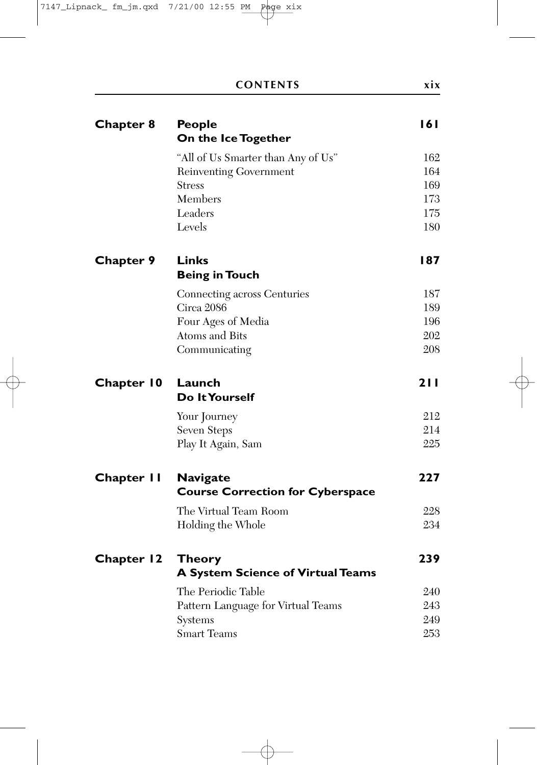| | | |
|---|---|---|
| **Chapter 8** | **People** <br> **On the Ice Together** | **161** |
| | "All of Us Smarter than Any of Us" | 162 |
| | Reinventing Government | 164 |
| | Stress | 169 |
| | Members | 173 |
| | Leaders | 175 |
| | Levels | 180 |
| **Chapter 9** | **Links** <br> **Being in Touch** | **187** |
| | Connecting across Centuries | 187 |
| | Circa 2086 | 189 |
| | Four Ages of Media | 196 |
| | Atoms and Bits | 202 |
| | Communicating | 208 |
| **Chapter 10** | **Launch** <br> **Do It Yourself** | **211** |
| | Your Journey | 212 |
| | Seven Steps | 214 |
| | Play It Again, Sam | 225 |
| **Chapter 11** | **Navigate** <br> **Course Correction for Cyberspace** | **227** |
| | The Virtual Team Room | 228 |
| | Holding the Whole | 234 |
| **Chapter 12** | **Theory** <br> **A System Science of Virtual Teams** | **239** |
| | The Periodic Table | 240 |
| | Pattern Language for Virtual Teams | 243 |
| | Systems | 249 |
| | Smart Teams | 253 |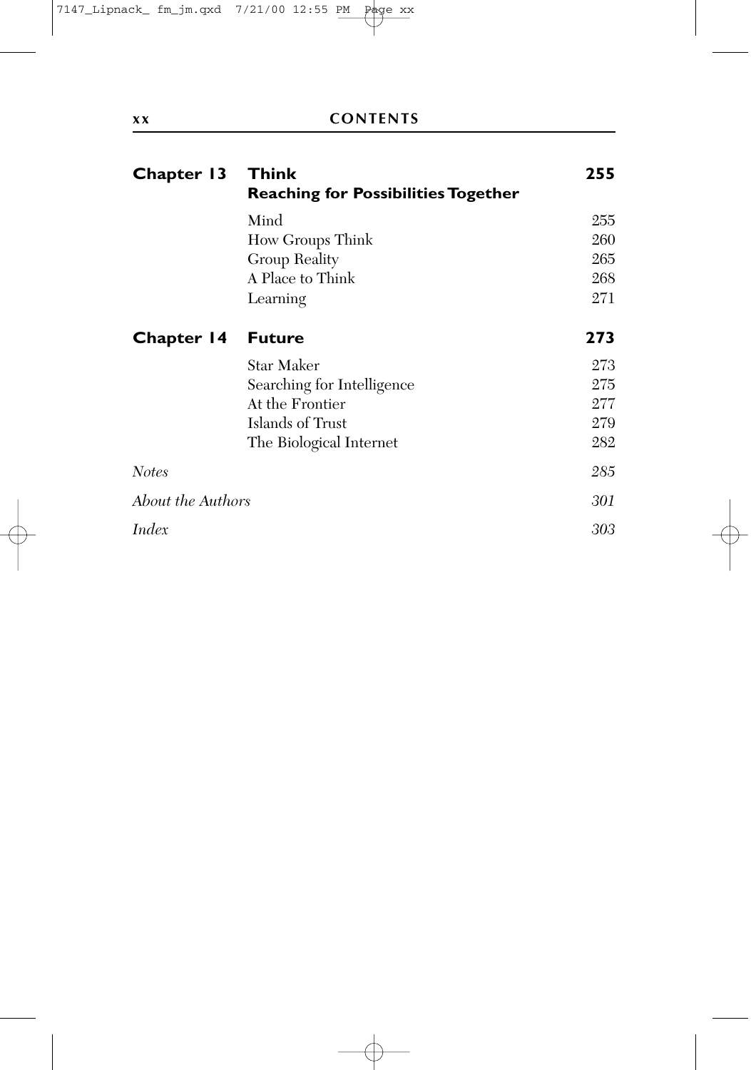| | | |
|---|---|---|
| **Chapter 13** | **Think**<br>**Reaching for Possibilities Together** | **255** |
| | Mind | 255 |
| | How Groups Think | 260 |
| | Group Reality | 265 |
| | A Place to Think | 268 |
| | Learning | 271 |
| **Chapter 14** | **Future** | **273** |
| | Star Maker | 273 |
| | Searching for Intelligence | 275 |
| | At the Frontier | 277 |
| | Islands of Trust | 279 |
| | The Biological Internet | 282 |
| *Notes* | | *285* |
| *About the Authors* | | *301* |
| *Index* | | *303* |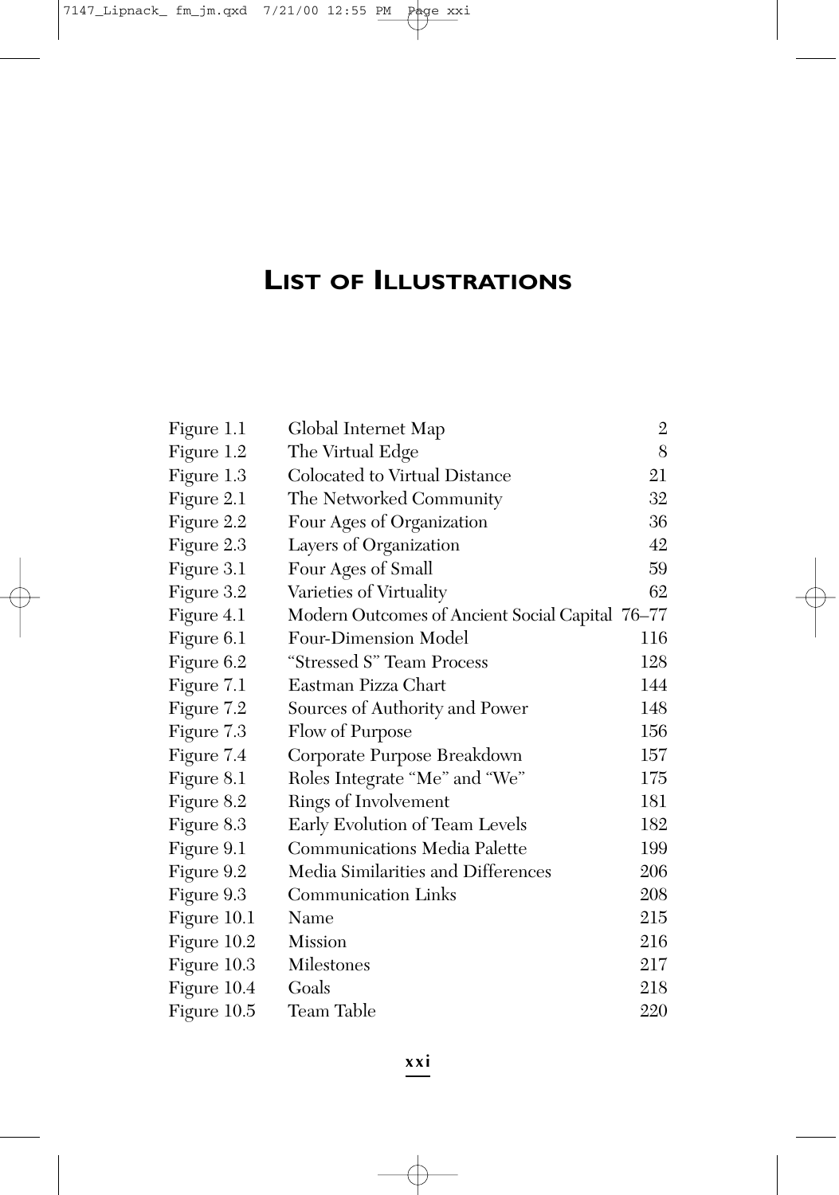# List of Illustrations

| | | |
|---|---|---|
| Figure 1.1 | Global Internet Map | 2 |
| Figure 1.2 | The Virtual Edge | 8 |
| Figure 1.3 | Colocated to Virtual Distance | 21 |
| Figure 2.1 | The Networked Community | 32 |
| Figure 2.2 | Four Ages of Organization | 36 |
| Figure 2.3 | Layers of Organization | 42 |
| Figure 3.1 | Four Ages of Small | 59 |
| Figure 3.2 | Varieties of Virtuality | 62 |
| Figure 4.1 | Modern Outcomes of Ancient Social Capital | 76–77 |
| Figure 6.1 | Four-Dimension Model | 116 |
| Figure 6.2 | "Stressed S" Team Process | 128 |
| Figure 7.1 | Eastman Pizza Chart | 144 |
| Figure 7.2 | Sources of Authority and Power | 148 |
| Figure 7.3 | Flow of Purpose | 156 |
| Figure 7.4 | Corporate Purpose Breakdown | 157 |
| Figure 8.1 | Roles Integrate "Me" and "We" | 175 |
| Figure 8.2 | Rings of Involvement | 181 |
| Figure 8.3 | Early Evolution of Team Levels | 182 |
| Figure 9.1 | Communications Media Palette | 199 |
| Figure 9.2 | Media Similarities and Differences | 206 |
| Figure 9.3 | Communication Links | 208 |
| Figure 10.1 | Name | 215 |
| Figure 10.2 | Mission | 216 |
| Figure 10.3 | Milestones | 217 |
| Figure 10.4 | Goals | 218 |
| Figure 10.5 | Team Table | 220 |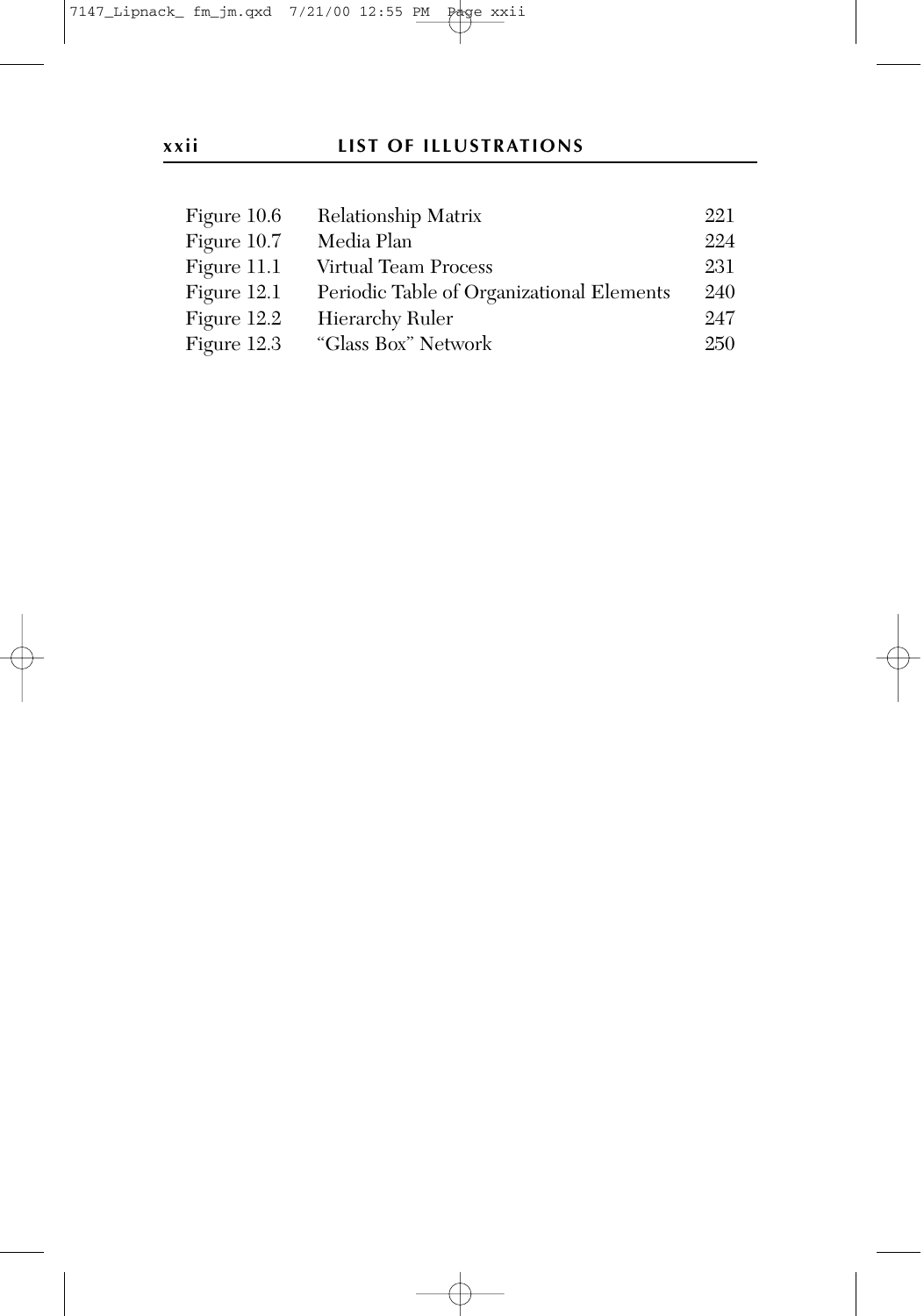| | | |
|---|---|---|
| Figure 10.6 | Relationship Matrix | 221 |
| Figure 10.7 | Media Plan | 224 |
| Figure 11.1 | Virtual Team Process | 231 |
| Figure 12.1 | Periodic Table of Organizational Elements | 240 |
| Figure 12.2 | Hierarchy Ruler | 247 |
| Figure 12.3 | "Glass Box" Network | 250 |